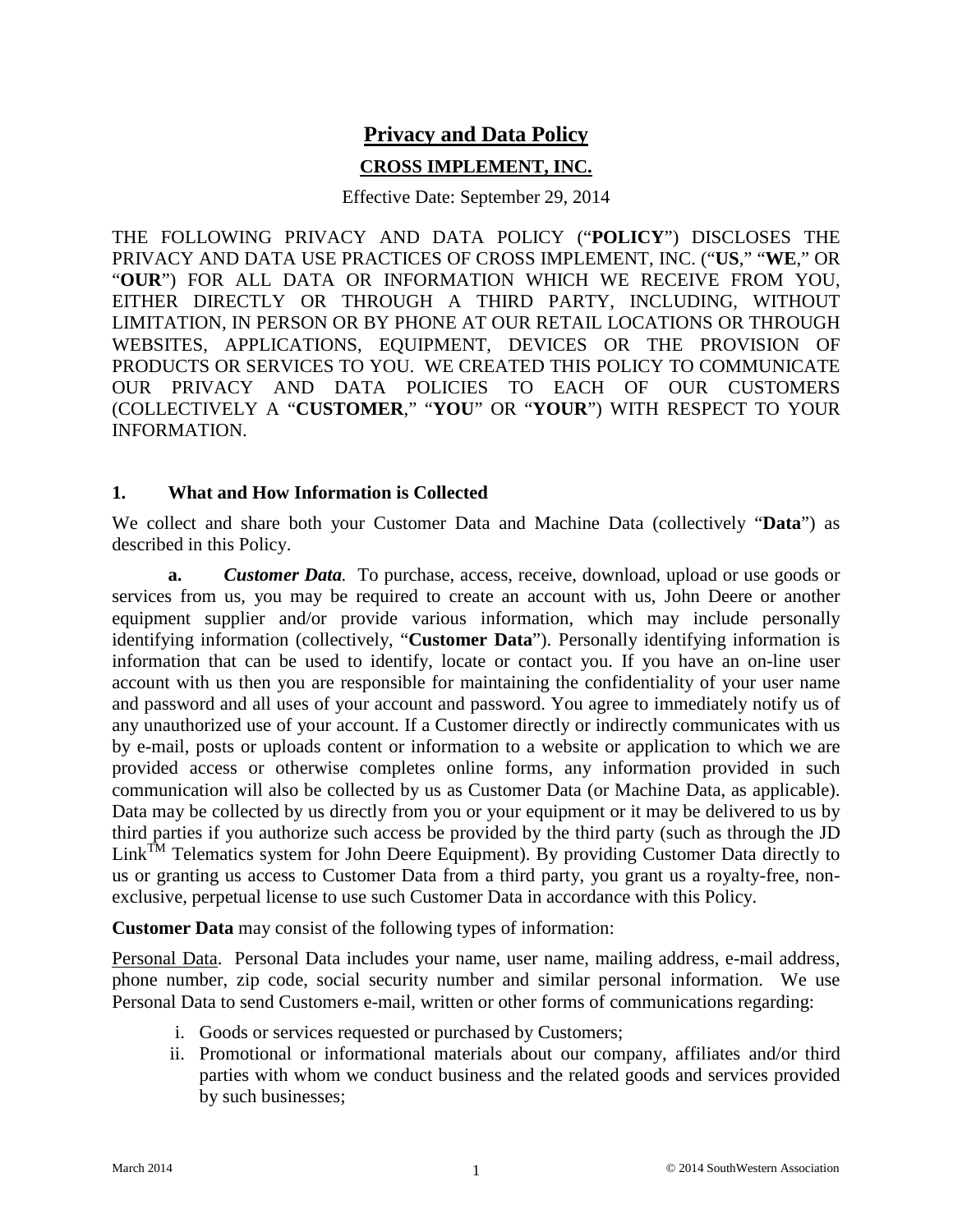# Privacy and Data Policy

## CROSS IMPLEMENT, INC.

Effective Date: September 29, 2014

THE FOLLOWING PRIVACY AND DATA POLICY ("**POLICY**") DISCLOSES THE PRIVACY AND DATA USE PRACTICES OF CROSS IMPLEMENT, INC. ("**US**," "**WE**," OR "**OUR**") FOR ALL DATA OR INFORMATION WHICH WE RECEIVE FROM YOU, EITHER DIRECTLY OR THROUGH A THIRD PARTY, INCLUDING, WITHOUT LIMITATION, IN PERSON OR BY PHONE AT OUR RETAIL LOCATIONS OR THROUGH WEBSITES, APPLICATIONS, EQUIPMENT, DEVICES OR THE PROVISION OF PRODUCTS OR SERVICES TO YOU. WE CREATED THIS POLICY TO COMMUNICATE OUR PRIVACY AND DATA POLICIES TO EACH OF OUR CUSTOMERS (COLLECTIVELY A "**CUSTOMER**," "**YOU**" OR "**YOUR**") WITH RESPECT TO YOUR INFORMATION.

### 1. What and How Information is Collected

We collect and share both your Customer Data and Machine Data (collectively "**Data**") as described in this Policy.

**a.** ***Customer Data.*** To purchase, access, receive, download, upload or use goods or services from us, you may be required to create an account with us, John Deere or another equipment supplier and/or provide various information, which may include personally identifying information (collectively, "**Customer Data**"). Personally identifying information is information that can be used to identify, locate or contact you. If you have an on-line user account with us then you are responsible for maintaining the confidentiality of your user name and password and all uses of your account and password. You agree to immediately notify us of any unauthorized use of your account. If a Customer directly or indirectly communicates with us by e-mail, posts or uploads content or information to a website or application to which we are provided access or otherwise completes online forms, any information provided in such communication will also be collected by us as Customer Data (or Machine Data, as applicable). Data may be collected by us directly from you or your equipment or it may be delivered to us by third parties if you authorize such access be provided by the third party (such as through the JD Link™ Telematics system for John Deere Equipment). By providing Customer Data directly to us or granting us access to Customer Data from a third party, you grant us a royalty-free, non-exclusive, perpetual license to use such Customer Data in accordance with this Policy.

**Customer Data** may consist of the following types of information:

Personal Data. Personal Data includes your name, user name, mailing address, e-mail address, phone number, zip code, social security number and similar personal information. We use Personal Data to send Customers e-mail, written or other forms of communications regarding:

i. Goods or services requested or purchased by Customers;
ii. Promotional or informational materials about our company, affiliates and/or third parties with whom we conduct business and the related goods and services provided by such businesses;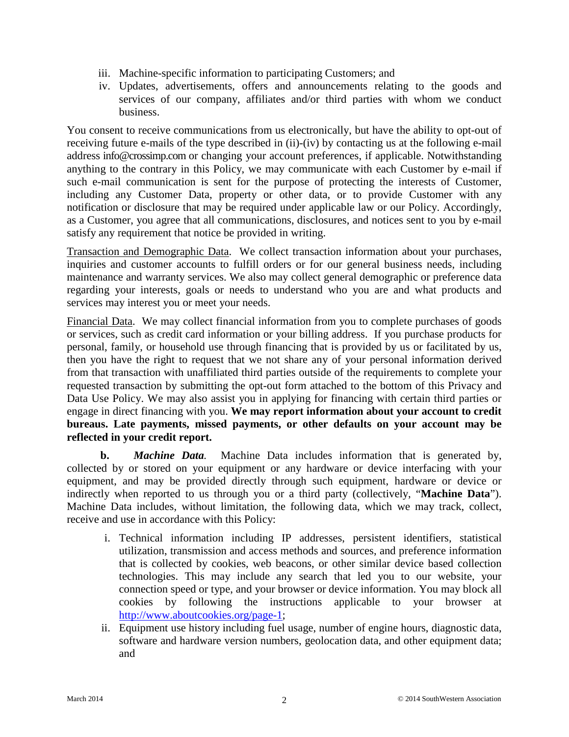iii. Machine-specific information to participating Customers; and
iv. Updates, advertisements, offers and announcements relating to the goods and services of our company, affiliates and/or third parties with whom we conduct business.

You consent to receive communications from us electronically, but have the ability to opt-out of receiving future e-mails of the type described in (ii)-(iv) by contacting us at the following e-mail address info@crossimp.com or changing your account preferences, if applicable. Notwithstanding anything to the contrary in this Policy, we may communicate with each Customer by e-mail if such e-mail communication is sent for the purpose of protecting the interests of Customer, including any Customer Data, property or other data, or to provide Customer with any notification or disclosure that may be required under applicable law or our Policy. Accordingly, as a Customer, you agree that all communications, disclosures, and notices sent to you by e-mail satisfy any requirement that notice be provided in writing.

Transaction and Demographic Data. We collect transaction information about your purchases, inquiries and customer accounts to fulfill orders or for our general business needs, including maintenance and warranty services. We also may collect general demographic or preference data regarding your interests, goals or needs to understand who you are and what products and services may interest you or meet your needs.

Financial Data. We may collect financial information from you to complete purchases of goods or services, such as credit card information or your billing address. If you purchase products for personal, family, or household use through financing that is provided by us or facilitated by us, then you have the right to request that we not share any of your personal information derived from that transaction with unaffiliated third parties outside of the requirements to complete your requested transaction by submitting the opt-out form attached to the bottom of this Privacy and Data Use Policy. We may also assist you in applying for financing with certain third parties or engage in direct financing with you. **We may report information about your account to credit bureaus. Late payments, missed payments, or other defaults on your account may be reflected in your credit report.**

**b.** ***Machine Data.*** Machine Data includes information that is generated by, collected by or stored on your equipment or any hardware or device interfacing with your equipment, and may be provided directly through such equipment, hardware or device or indirectly when reported to us through you or a third party (collectively, "**Machine Data**"). Machine Data includes, without limitation, the following data, which we may track, collect, receive and use in accordance with this Policy:

i. Technical information including IP addresses, persistent identifiers, statistical utilization, transmission and access methods and sources, and preference information that is collected by cookies, web beacons, or other similar device based collection technologies. This may include any search that led you to our website, your connection speed or type, and your browser or device information. You may block all cookies by following the instructions applicable to your browser at http://www.aboutcookies.org/page-1;
ii. Equipment use history including fuel usage, number of engine hours, diagnostic data, software and hardware version numbers, geolocation data, and other equipment data; and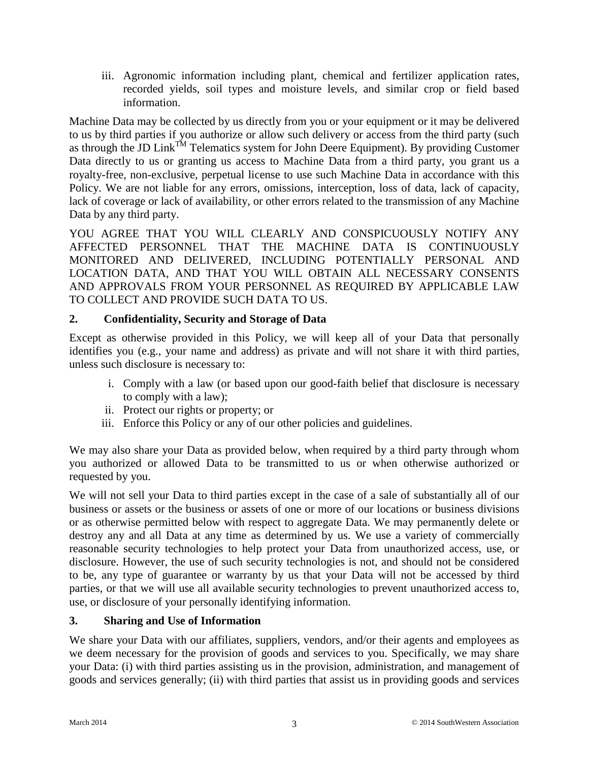iii. Agronomic information including plant, chemical and fertilizer application rates, recorded yields, soil types and moisture levels, and similar crop or field based information.

Machine Data may be collected by us directly from you or your equipment or it may be delivered to us by third parties if you authorize or allow such delivery or access from the third party (such as through the JD Link™ Telematics system for John Deere Equipment). By providing Customer Data directly to us or granting us access to Machine Data from a third party, you grant us a royalty-free, non-exclusive, perpetual license to use such Machine Data in accordance with this Policy. We are not liable for any errors, omissions, interception, loss of data, lack of capacity, lack of coverage or lack of availability, or other errors related to the transmission of any Machine Data by any third party.

YOU AGREE THAT YOU WILL CLEARLY AND CONSPICUOUSLY NOTIFY ANY AFFECTED PERSONNEL THAT THE MACHINE DATA IS CONTINUOUSLY MONITORED AND DELIVERED, INCLUDING POTENTIALLY PERSONAL AND LOCATION DATA, AND THAT YOU WILL OBTAIN ALL NECESSARY CONSENTS AND APPROVALS FROM YOUR PERSONNEL AS REQUIRED BY APPLICABLE LAW TO COLLECT AND PROVIDE SUCH DATA TO US.

## 2. Confidentiality, Security and Storage of Data

Except as otherwise provided in this Policy, we will keep all of your Data that personally identifies you (e.g., your name and address) as private and will not share it with third parties, unless such disclosure is necessary to:

i. Comply with a law (or based upon our good-faith belief that disclosure is necessary to comply with a law);
ii. Protect our rights or property; or
iii. Enforce this Policy or any of our other policies and guidelines.

We may also share your Data as provided below, when required by a third party through whom you authorized or allowed Data to be transmitted to us or when otherwise authorized or requested by you.

We will not sell your Data to third parties except in the case of a sale of substantially all of our business or assets or the business or assets of one or more of our locations or business divisions or as otherwise permitted below with respect to aggregate Data. We may permanently delete or destroy any and all Data at any time as determined by us. We use a variety of commercially reasonable security technologies to help protect your Data from unauthorized access, use, or disclosure. However, the use of such security technologies is not, and should not be considered to be, any type of guarantee or warranty by us that your Data will not be accessed by third parties, or that we will use all available security technologies to prevent unauthorized access to, use, or disclosure of your personally identifying information.

## 3. Sharing and Use of Information

We share your Data with our affiliates, suppliers, vendors, and/or their agents and employees as we deem necessary for the provision of goods and services to you. Specifically, we may share your Data: (i) with third parties assisting us in the provision, administration, and management of goods and services generally; (ii) with third parties that assist us in providing goods and services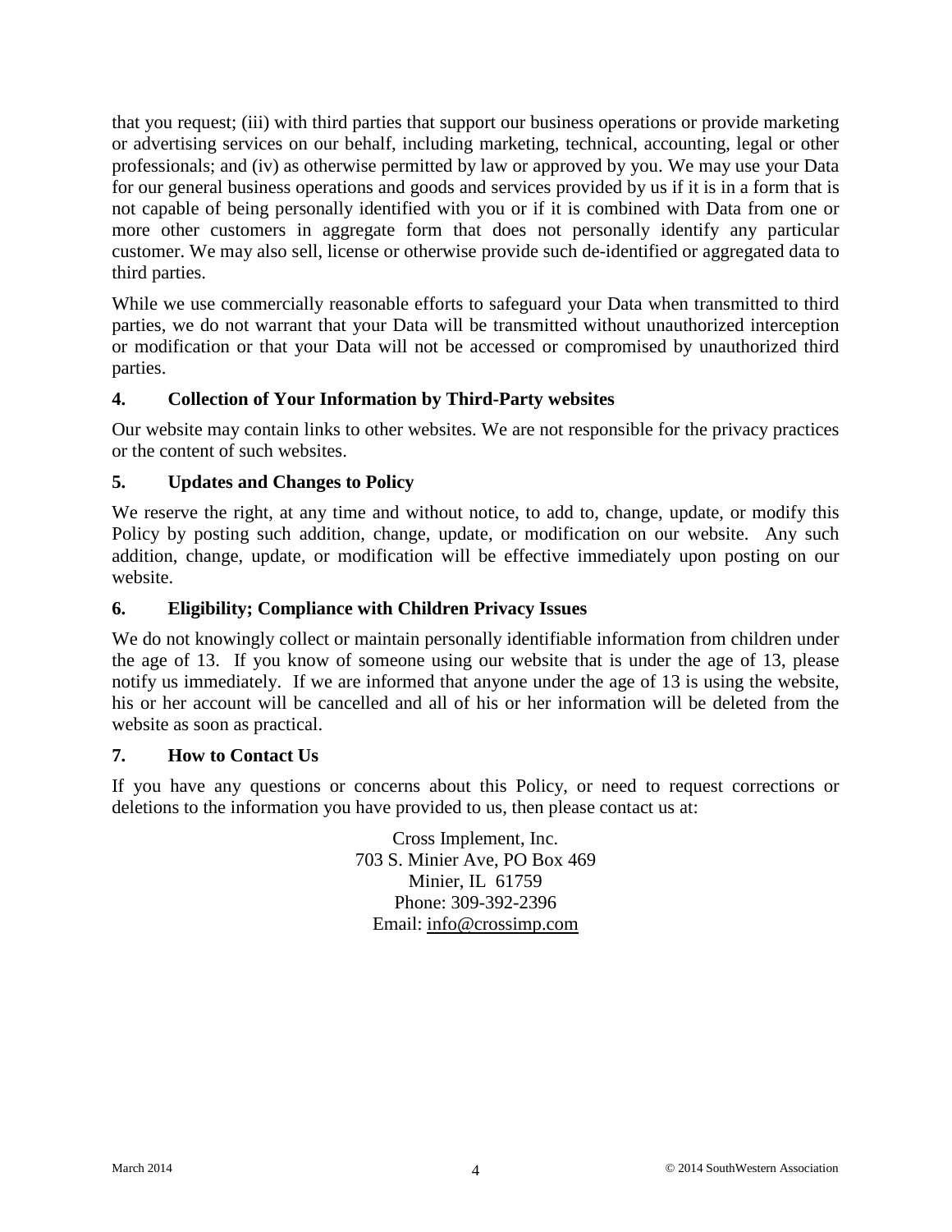that you request; (iii) with third parties that support our business operations or provide marketing or advertising services on our behalf, including marketing, technical, accounting, legal or other professionals; and (iv) as otherwise permitted by law or approved by you. We may use your Data for our general business operations and goods and services provided by us if it is in a form that is not capable of being personally identified with you or if it is combined with Data from one or more other customers in aggregate form that does not personally identify any particular customer. We may also sell, license or otherwise provide such de-identified or aggregated data to third parties.

While we use commercially reasonable efforts to safeguard your Data when transmitted to third parties, we do not warrant that your Data will be transmitted without unauthorized interception or modification or that your Data will not be accessed or compromised by unauthorized third parties.

## 4. Collection of Your Information by Third-Party websites

Our website may contain links to other websites. We are not responsible for the privacy practices or the content of such websites.

## 5. Updates and Changes to Policy

We reserve the right, at any time and without notice, to add to, change, update, or modify this Policy by posting such addition, change, update, or modification on our website. Any such addition, change, update, or modification will be effective immediately upon posting on our website.

## 6. Eligibility; Compliance with Children Privacy Issues

We do not knowingly collect or maintain personally identifiable information from children under the age of 13. If you know of someone using our website that is under the age of 13, please notify us immediately. If we are informed that anyone under the age of 13 is using the website, his or her account will be cancelled and all of his or her information will be deleted from the website as soon as practical.

## 7. How to Contact Us

If you have any questions or concerns about this Policy, or need to request corrections or deletions to the information you have provided to us, then please contact us at:

Cross Implement, Inc.
703 S. Minier Ave, PO Box 469
Minier, IL 61759
Phone: 309-392-2396
Email: info@crossimp.com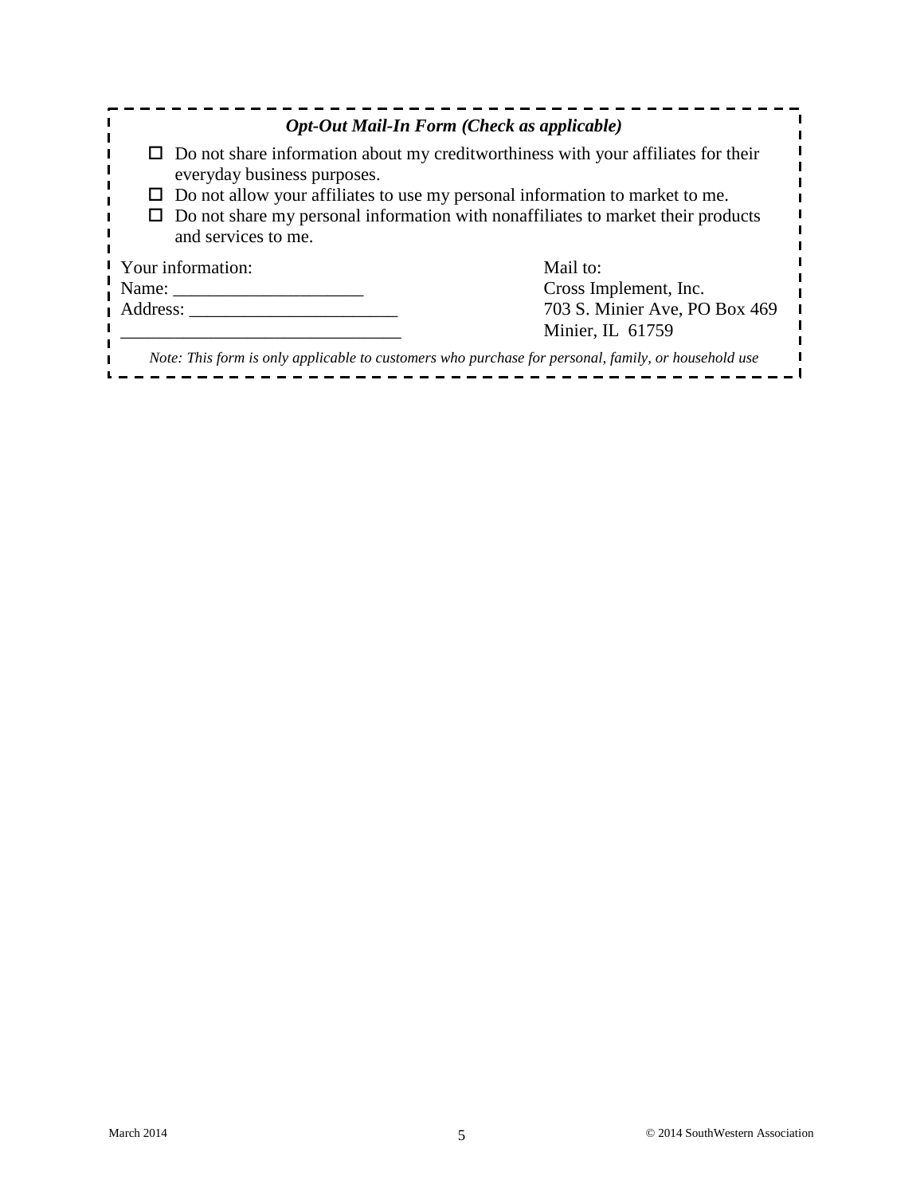***Opt-Out Mail-In Form (Check as applicable)***

- ☐ Do not share information about my creditworthiness with your affiliates for their everyday business purposes.
- ☐ Do not allow your affiliates to use my personal information to market to me.
- ☐ Do not share my personal information with nonaffiliates to market their products and services to me.

| | |
|---|---|
| Your information: | Mail to: |
| Name: ____________________ | Cross Implement, Inc. |
| Address: _______________________ | 703 S. Minier Ave, PO Box 469 |
| _____________________________ | Minier, IL 61759 |

*Note: This form is only applicable to customers who purchase for personal, family, or household use*

March 2014 © 2014 SouthWestern Association